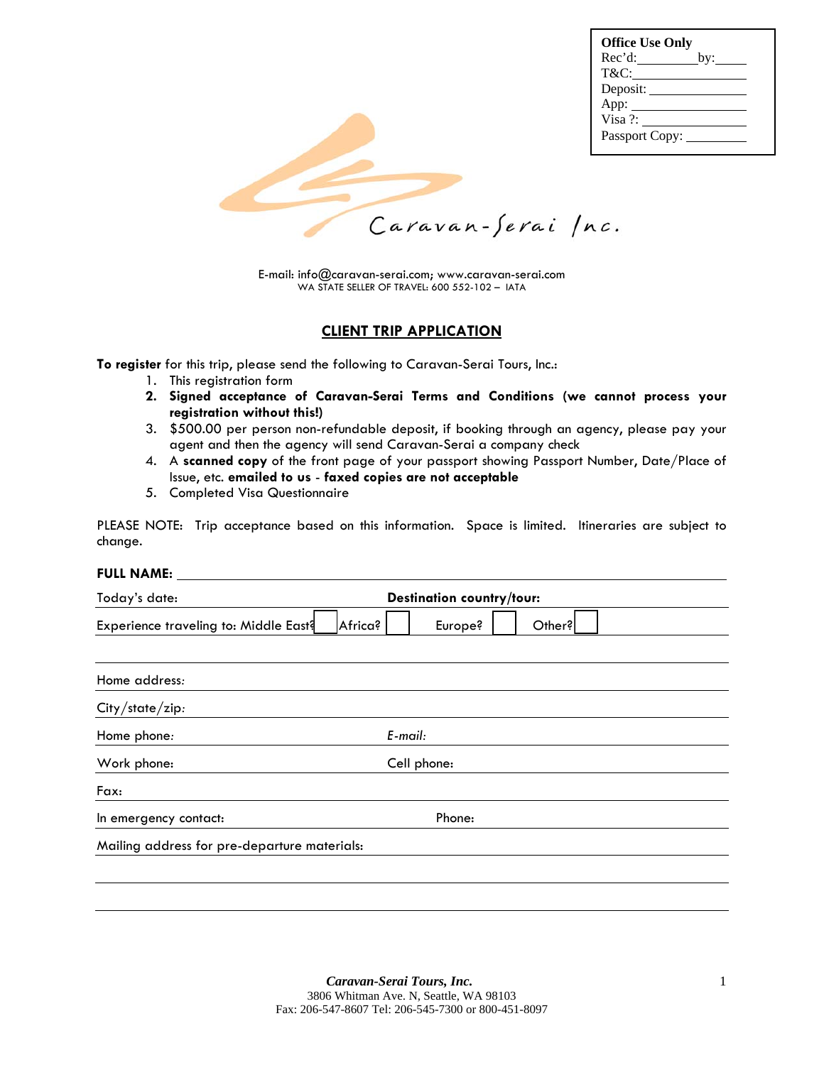**Office Use Only**
Rec'd:________by:____
T&C:________________
Deposit: ______________
App: _________________
Visa ?: _______________
Passport Copy: ________

Caravan-Serai Inc.

E-mail: info@caravan-serai.com; www.caravan-serai.com
WA STATE SELLER OF TRAVEL: 600 552-102 – IATA

## CLIENT TRIP APPLICATION

**To register** for this trip, please send the following to Caravan-Serai Tours, Inc.:

1. This registration form
2. **Signed acceptance of Caravan-Serai Terms and Conditions (we cannot process your registration without this!)**
3. $500.00 per person non-refundable deposit, if booking through an agency, please pay your agent and then the agency will send Caravan-Serai a company check
4. A **scanned copy** of the front page of your passport showing Passport Number, Date/Place of Issue, etc. **emailed to us** - **faxed copies are not acceptable**
5. Completed Visa Questionnaire

PLEASE NOTE: Trip acceptance based on this information. Space is limited. Itineraries are subject to change.

**FULL NAME:** ____________________________________________

Today's date: ____________________ **Destination country/tour:** ____________________

Experience traveling to: Middle East? ☐ Africa? ☐ Europe? ☐ Other? ☐

____________________________________________

Home address: ____________________________________________

City/state/zip: ____________________________________________

Home phone: ____________________ *E-mail:* ____________________

Work phone: ____________________ Cell phone: ____________________

Fax: ____________________________________________

In emergency contact: ____________________ Phone: ____________________

Mailing address for pre-departure materials: ____________________________________________

____________________________________________

____________________________________________

***Caravan-Serai Tours, Inc.***
3806 Whitman Ave. N, Seattle, WA 98103
Fax: 206-547-8607 Tel: 206-545-7300 or 800-451-8097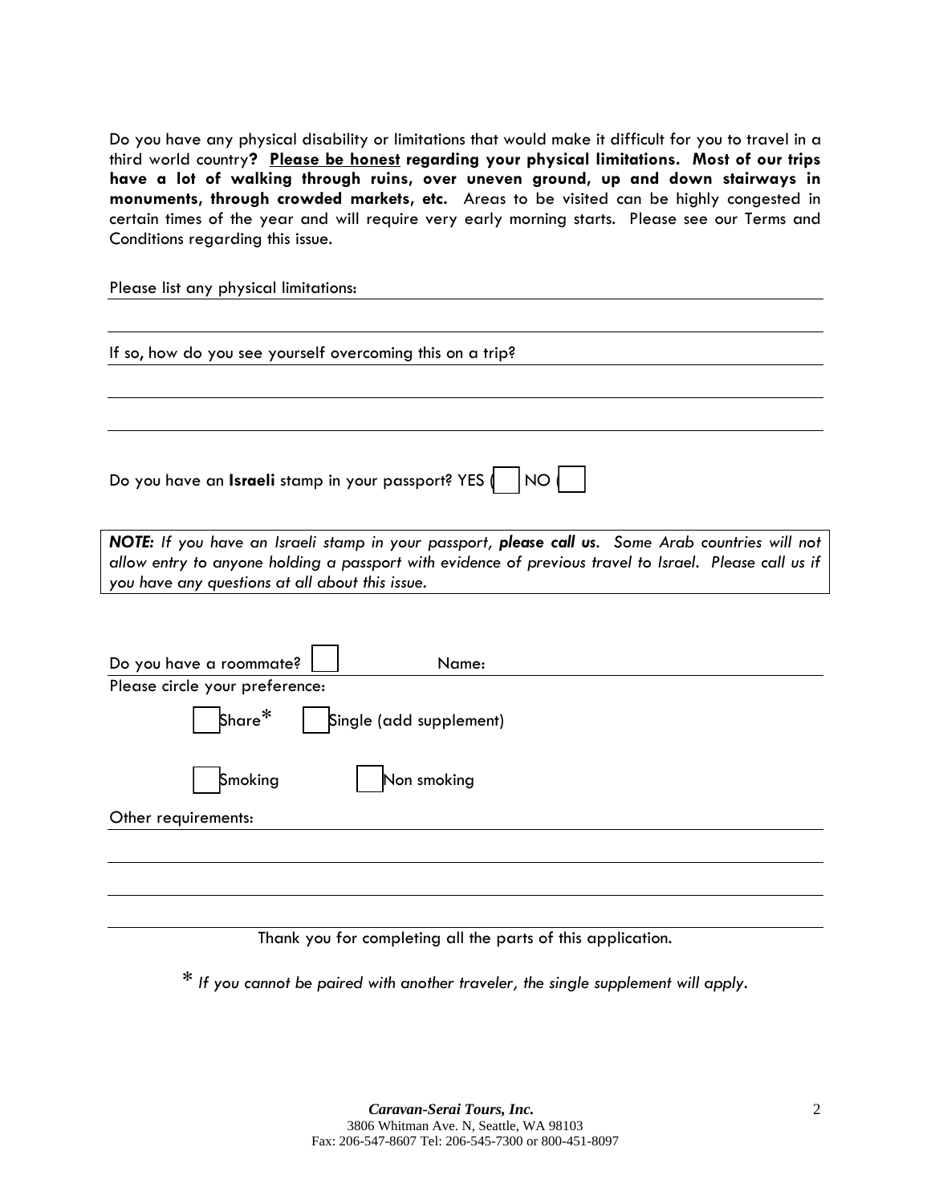Do you have any physical disability or limitations that would make it difficult for you to travel in a third world country**?** **<u>Please be honest</u> regarding your physical limitations. Most of our trips have a lot of walking through ruins, over uneven ground, up and down stairways in monuments, through crowded markets, etc.** Areas to be visited can be highly congested in certain times of the year and will require very early morning starts. Please see our Terms and Conditions regarding this issue.

Please list any physical limitations: ______________________________

______________________________

If so, how do you see yourself overcoming this on a trip? ______________________________

______________________________

______________________________

Do you have an **Israeli** stamp in your passport? YES ( ☐ NO ( ☐

> ***NOTE:*** *If you have an Israeli stamp in your passport,* ***please call us****. Some Arab countries will not allow entry to anyone holding a passport with evidence of previous travel to Israel. Please call us if you have any questions at all about this issue.*

Do you have a roommate? ☐ Name: ______________________________

Please circle your preference:

☐ Share* ☐ Single (add supplement)

☐ Smoking ☐ Non smoking

Other requirements: ______________________________

______________________________

______________________________

______________________________

Thank you for completing all the parts of this application.

\* *If you cannot be paired with another traveler, the single supplement will apply.*

***Caravan-Serai Tours, Inc.***
3806 Whitman Ave. N, Seattle, WA 98103
Fax: 206-547-8607 Tel: 206-545-7300 or 800-451-8097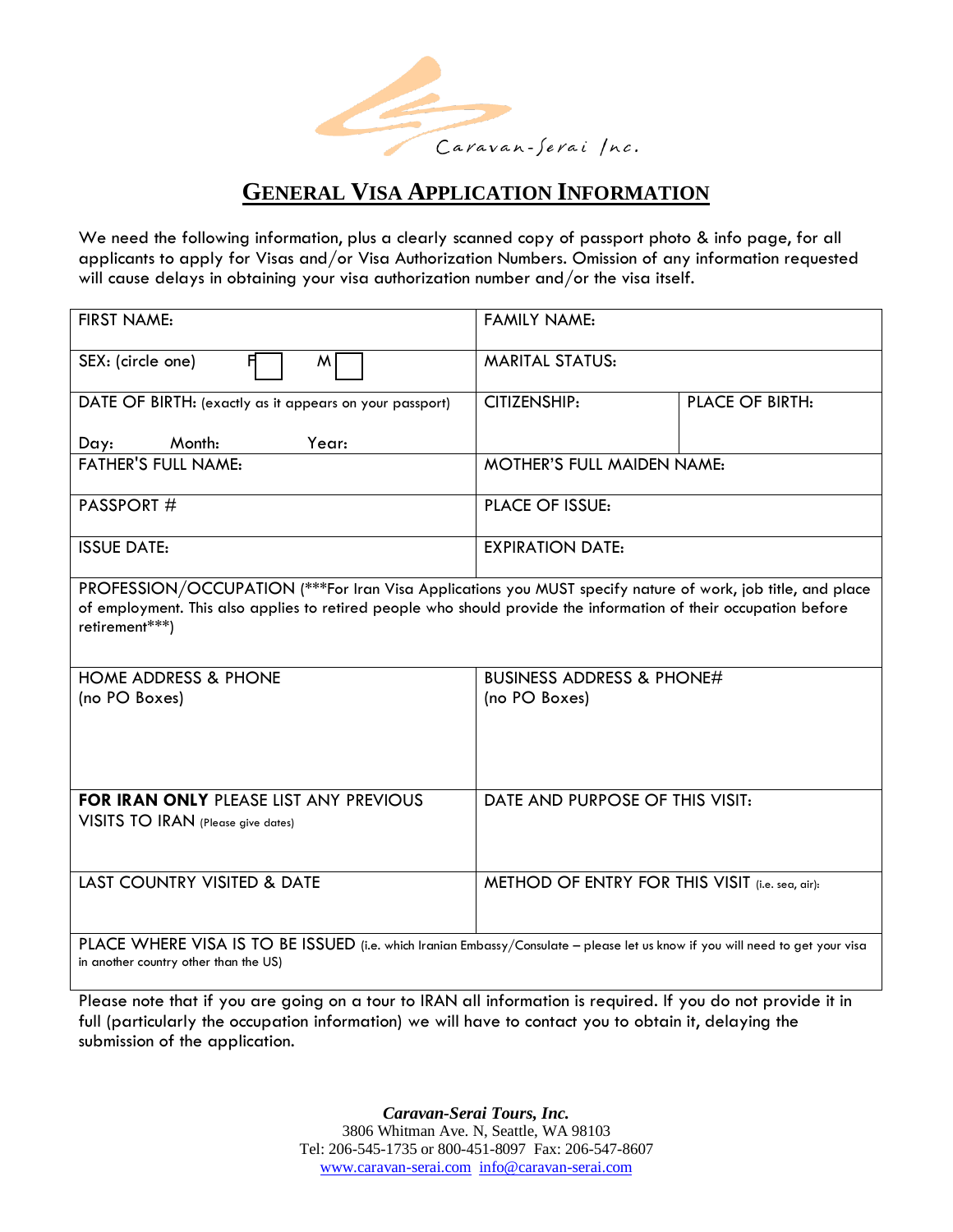Caravan-Serai Inc.

# GENERAL VISA APPLICATION INFORMATION

We need the following information, plus a clearly scanned copy of passport photo & info page, for all applicants to apply for Visas and/or Visa Authorization Numbers. Omission of any information requested will cause delays in obtaining your visa authorization number and/or the visa itself.

| | | |
|---|---|---|
| FIRST NAME: | FAMILY NAME: | |
| SEX: (circle one) F ☐ M ☐ | MARITAL STATUS: | |
| DATE OF BIRTH: (exactly as it appears on your passport)<br><br>Day: Month: Year: | CITIZENSHIP: | PLACE OF BIRTH: |
| FATHER'S FULL NAME: | MOTHER'S FULL MAIDEN NAME: | |
| PASSPORT # | PLACE OF ISSUE: | |
| ISSUE DATE: | EXPIRATION DATE: | |
| PROFESSION/OCCUPATION (***For Iran Visa Applications you MUST specify nature of work, job title, and place of employment. This also applies to retired people who should provide the information of their occupation before retirement***) | | |
| HOME ADDRESS & PHONE<br>(no PO Boxes) | BUSINESS ADDRESS & PHONE#<br>(no PO Boxes) | |
| **FOR IRAN ONLY** PLEASE LIST ANY PREVIOUS VISITS TO IRAN (Please give dates) | DATE AND PURPOSE OF THIS VISIT: | |
| LAST COUNTRY VISITED & DATE | METHOD OF ENTRY FOR THIS VISIT (i.e. sea, air): | |
| PLACE WHERE VISA IS TO BE ISSUED (i.e. which Iranian Embassy/Consulate – please let us know if you will need to get your visa in another country other than the US) | | |

Please note that if you are going on a tour to IRAN all information is required. If you do not provide it in full (particularly the occupation information) we will have to contact you to obtain it, delaying the submission of the application.

***Caravan-Serai Tours, Inc.***
3806 Whitman Ave. N, Seattle, WA 98103
Tel: 206-545-1735 or 800-451-8097 Fax: 206-547-8607
www.caravan-serai.com info@caravan-serai.com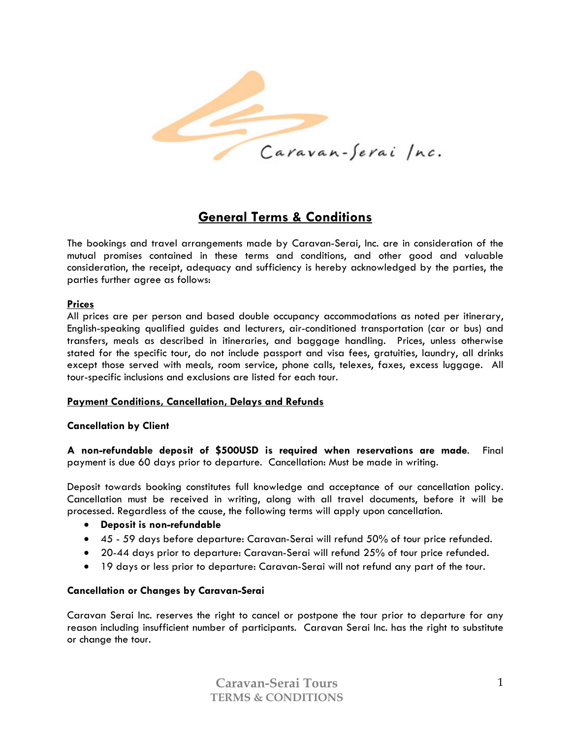# General Terms & Conditions

The bookings and travel arrangements made by Caravan-Serai, Inc. are in consideration of the mutual promises contained in these terms and conditions, and other good and valuable consideration, the receipt, adequacy and sufficiency is hereby acknowledged by the parties, the parties further agree as follows:

## Prices

All prices are per person and based double occupancy accommodations as noted per itinerary, English-speaking qualified guides and lecturers, air-conditioned transportation (car or bus) and transfers, meals as described in itineraries, and baggage handling. Prices, unless otherwise stated for the specific tour, do not include passport and visa fees, gratuities, laundry, all drinks except those served with meals, room service, phone calls, telexes, faxes, excess luggage. All tour-specific inclusions and exclusions are listed for each tour.

## Payment Conditions, Cancellation, Delays and Refunds

### Cancellation by Client

**A non-refundable deposit of $500USD is required when reservations are made.** Final payment is due 60 days prior to departure. Cancellation: Must be made in writing.

Deposit towards booking constitutes full knowledge and acceptance of our cancellation policy. Cancellation must be received in writing, along with all travel documents, before it will be processed. Regardless of the cause, the following terms will apply upon cancellation.

- **Deposit is non-refundable**
- 45 - 59 days before departure: Caravan-Serai will refund 50% of tour price refunded.
- 20-44 days prior to departure: Caravan-Serai will refund 25% of tour price refunded.
- 19 days or less prior to departure: Caravan-Serai will not refund any part of the tour.

### Cancellation or Changes by Caravan-Serai

Caravan Serai Inc. reserves the right to cancel or postpone the tour prior to departure for any reason including insufficient number of participants. Caravan Serai Inc. has the right to substitute or change the tour.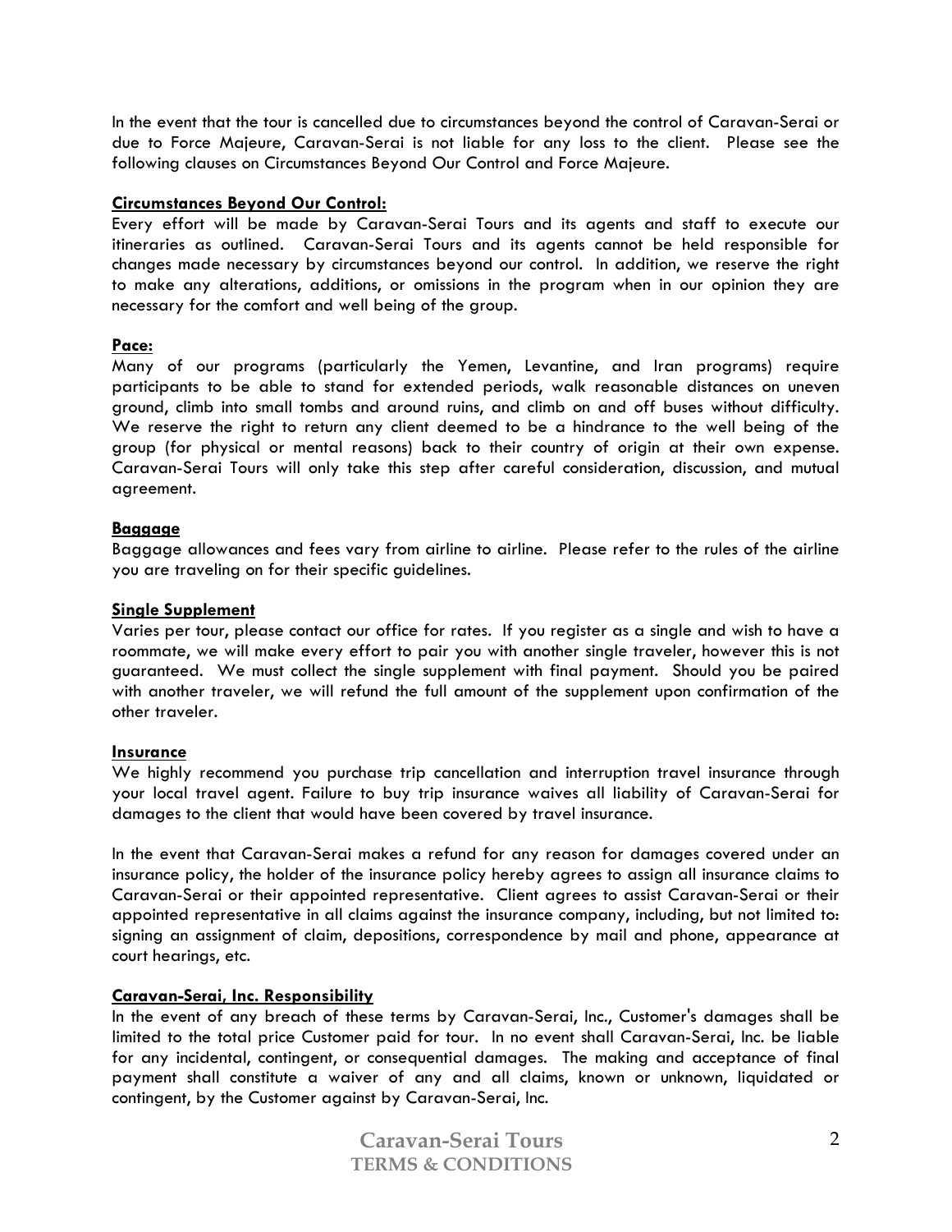In the event that the tour is cancelled due to circumstances beyond the control of Caravan-Serai or due to Force Majeure, Caravan-Serai is not liable for any loss to the client. Please see the following clauses on Circumstances Beyond Our Control and Force Majeure.

**Circumstances Beyond Our Control:**
Every effort will be made by Caravan-Serai Tours and its agents and staff to execute our itineraries as outlined. Caravan-Serai Tours and its agents cannot be held responsible for changes made necessary by circumstances beyond our control. In addition, we reserve the right to make any alterations, additions, or omissions in the program when in our opinion they are necessary for the comfort and well being of the group.

**Pace:**
Many of our programs (particularly the Yemen, Levantine, and Iran programs) require participants to be able to stand for extended periods, walk reasonable distances on uneven ground, climb into small tombs and around ruins, and climb on and off buses without difficulty. We reserve the right to return any client deemed to be a hindrance to the well being of the group (for physical or mental reasons) back to their country of origin at their own expense. Caravan-Serai Tours will only take this step after careful consideration, discussion, and mutual agreement.

**Baggage**
Baggage allowances and fees vary from airline to airline. Please refer to the rules of the airline you are traveling on for their specific guidelines.

**Single Supplement**
Varies per tour, please contact our office for rates. If you register as a single and wish to have a roommate, we will make every effort to pair you with another single traveler, however this is not guaranteed. We must collect the single supplement with final payment. Should you be paired with another traveler, we will refund the full amount of the supplement upon confirmation of the other traveler.

**Insurance**
We highly recommend you purchase trip cancellation and interruption travel insurance through your local travel agent. Failure to buy trip insurance waives all liability of Caravan-Serai for damages to the client that would have been covered by travel insurance.

In the event that Caravan-Serai makes a refund for any reason for damages covered under an insurance policy, the holder of the insurance policy hereby agrees to assign all insurance claims to Caravan-Serai or their appointed representative. Client agrees to assist Caravan-Serai or their appointed representative in all claims against the insurance company, including, but not limited to: signing an assignment of claim, depositions, correspondence by mail and phone, appearance at court hearings, etc.

**Caravan-Serai, Inc. Responsibility**
In the event of any breach of these terms by Caravan-Serai, Inc., Customer's damages shall be limited to the total price Customer paid for tour. In no event shall Caravan-Serai, Inc. be liable for any incidental, contingent, or consequential damages. The making and acceptance of final payment shall constitute a waiver of any and all claims, known or unknown, liquidated or contingent, by the Customer against by Caravan-Serai, Inc.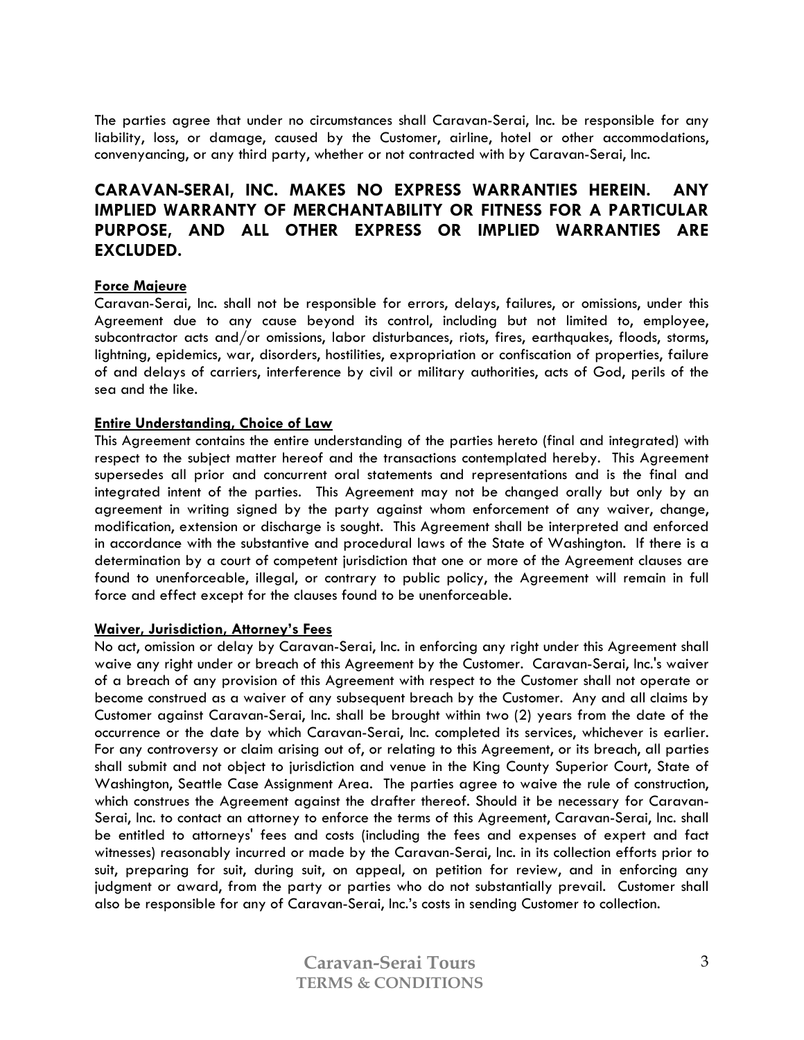The parties agree that under no circumstances shall Caravan-Serai, Inc. be responsible for any liability, loss, or damage, caused by the Customer, airline, hotel or other accommodations, convenyancing, or any third party, whether or not contracted with by Caravan-Serai, Inc.

## CARAVAN-SERAI, INC. MAKES NO EXPRESS WARRANTIES HEREIN. ANY IMPLIED WARRANTY OF MERCHANTABILITY OR FITNESS FOR A PARTICULAR PURPOSE, AND ALL OTHER EXPRESS OR IMPLIED WARRANTIES ARE EXCLUDED.

**Force Majeure**

Caravan-Serai, Inc. shall not be responsible for errors, delays, failures, or omissions, under this Agreement due to any cause beyond its control, including but not limited to, employee, subcontractor acts and/or omissions, labor disturbances, riots, fires, earthquakes, floods, storms, lightning, epidemics, war, disorders, hostilities, expropriation or confiscation of properties, failure of and delays of carriers, interference by civil or military authorities, acts of God, perils of the sea and the like.

**Entire Understanding, Choice of Law**

This Agreement contains the entire understanding of the parties hereto (final and integrated) with respect to the subject matter hereof and the transactions contemplated hereby. This Agreement supersedes all prior and concurrent oral statements and representations and is the final and integrated intent of the parties. This Agreement may not be changed orally but only by an agreement in writing signed by the party against whom enforcement of any waiver, change, modification, extension or discharge is sought. This Agreement shall be interpreted and enforced in accordance with the substantive and procedural laws of the State of Washington. If there is a determination by a court of competent jurisdiction that one or more of the Agreement clauses are found to unenforceable, illegal, or contrary to public policy, the Agreement will remain in full force and effect except for the clauses found to be unenforceable.

**Waiver, Jurisdiction, Attorney's Fees**

No act, omission or delay by Caravan-Serai, Inc. in enforcing any right under this Agreement shall waive any right under or breach of this Agreement by the Customer. Caravan-Serai, Inc.'s waiver of a breach of any provision of this Agreement with respect to the Customer shall not operate or become construed as a waiver of any subsequent breach by the Customer. Any and all claims by Customer against Caravan-Serai, Inc. shall be brought within two (2) years from the date of the occurrence or the date by which Caravan-Serai, Inc. completed its services, whichever is earlier. For any controversy or claim arising out of, or relating to this Agreement, or its breach, all parties shall submit and not object to jurisdiction and venue in the King County Superior Court, State of Washington, Seattle Case Assignment Area. The parties agree to waive the rule of construction, which construes the Agreement against the drafter thereof. Should it be necessary for Caravan-Serai, Inc. to contact an attorney to enforce the terms of this Agreement, Caravan-Serai, Inc. shall be entitled to attorneys' fees and costs (including the fees and expenses of expert and fact witnesses) reasonably incurred or made by the Caravan-Serai, Inc. in its collection efforts prior to suit, preparing for suit, during suit, on appeal, on petition for review, and in enforcing any judgment or award, from the party or parties who do not substantially prevail. Customer shall also be responsible for any of Caravan-Serai, Inc.'s costs in sending Customer to collection.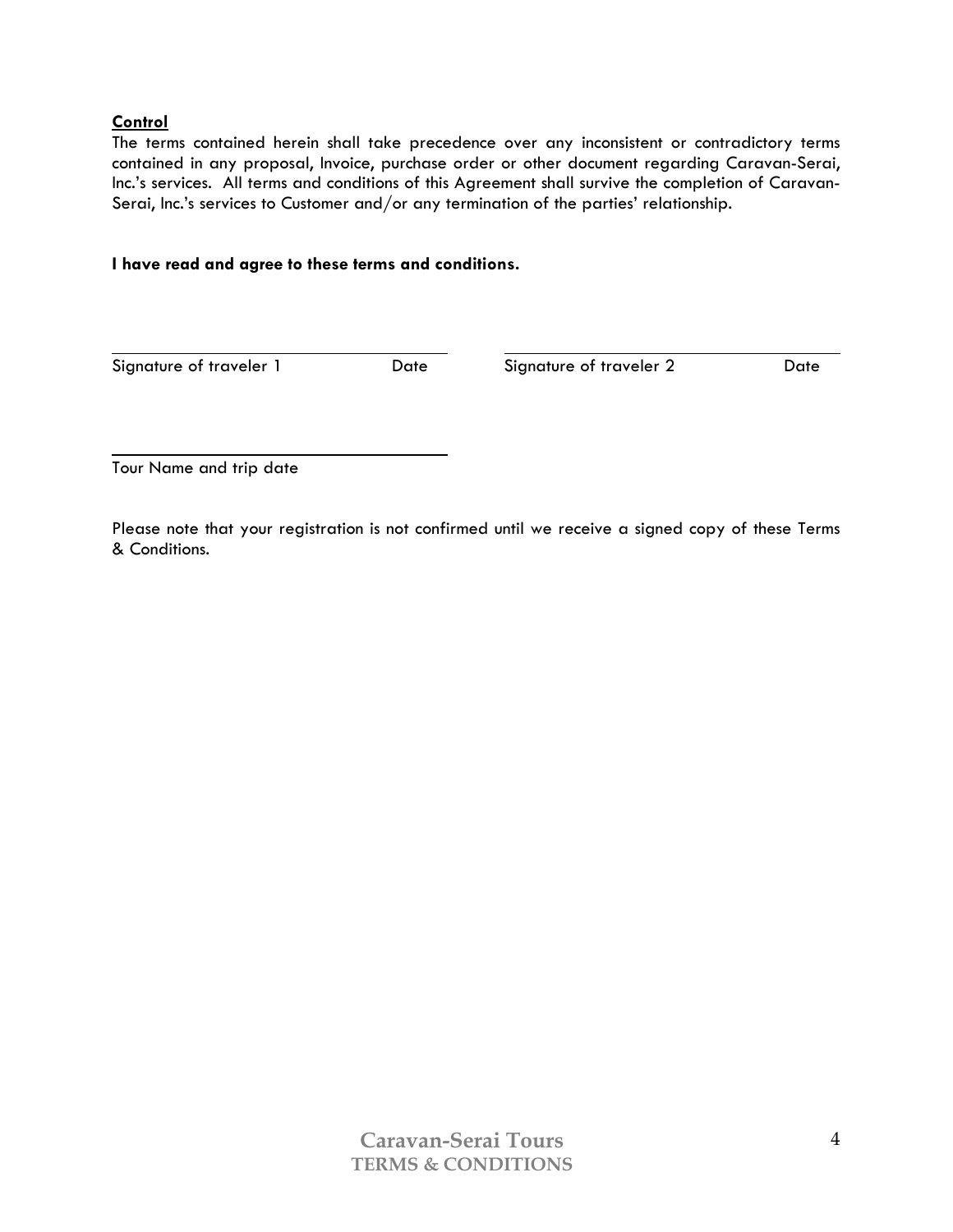**Control**

The terms contained herein shall take precedence over any inconsistent or contradictory terms contained in any proposal, Invoice, purchase order or other document regarding Caravan-Serai, Inc.'s services. All terms and conditions of this Agreement shall survive the completion of Caravan-Serai, Inc.'s services to Customer and/or any termination of the parties' relationship.

**I have read and agree to these terms and conditions.**

\_\_\_\_\_\_\_\_\_\_\_\_\_\_\_\_\_\_\_\_\_\_\_\_\_\_\_\_\_\_\_\_\_\_\_\_\_\_

Signature of traveler 1 Date

\_\_\_\_\_\_\_\_\_\_\_\_\_\_\_\_\_\_\_\_\_\_\_\_\_\_\_\_\_\_\_\_\_\_\_\_\_\_

Signature of traveler 2 Date

\_\_\_\_\_\_\_\_\_\_\_\_\_\_\_\_\_\_\_\_\_\_\_\_\_\_\_\_\_\_\_\_\_\_\_\_\_\_

Tour Name and trip date

Please note that your registration is not confirmed until we receive a signed copy of these Terms & Conditions.